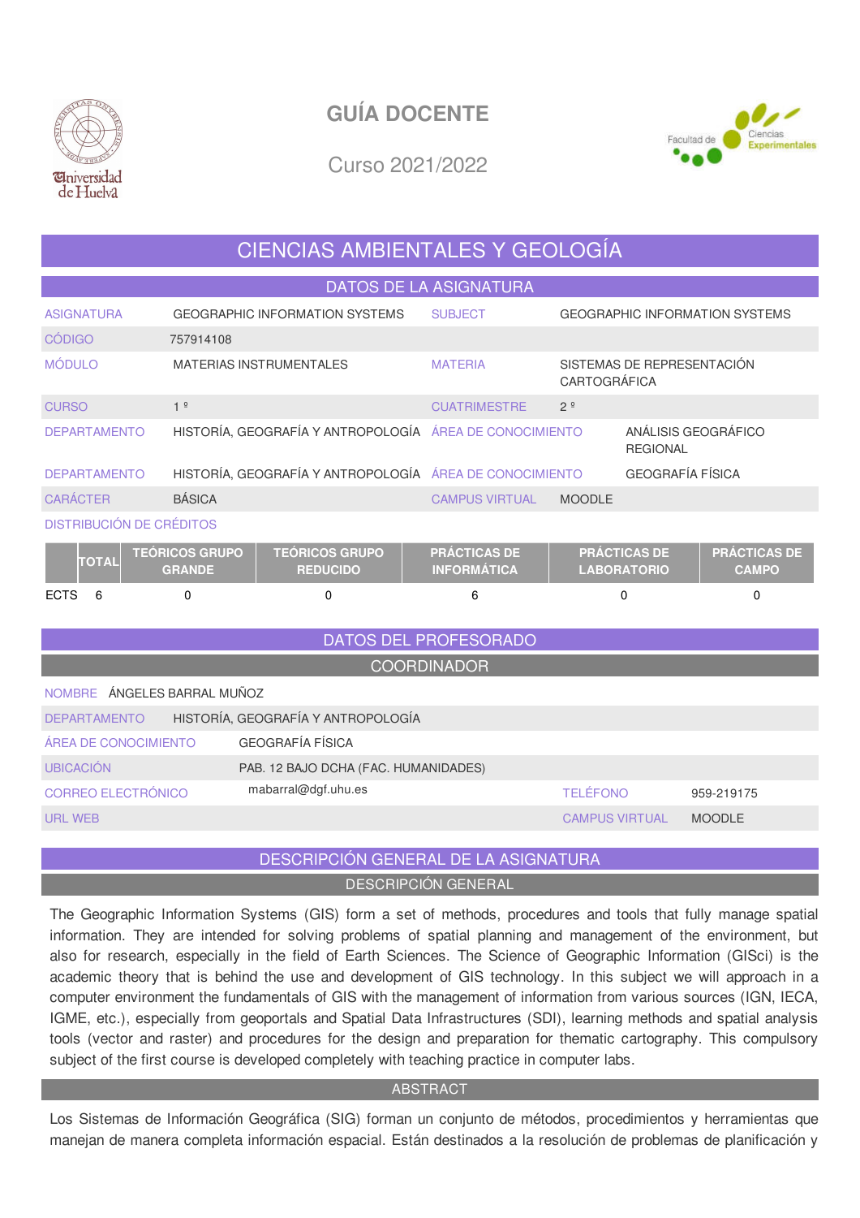# GUÍA DOCENTE

Curso 2021/2022

## CIENCIAS AMBIENTALES Y GEOLOGÍA

### DATOS DE LA ASIGNATURA

| | | | |
|---|---|---|---|
| ASIGNATURA | GEOGRAPHIC INFORMATION SYSTEMS | SUBJECT | GEOGRAPHIC INFORMATION SYSTEMS |
| CÓDIGO | 757914108 | | |
| MÓDULO | MATERIAS INSTRUMENTALES | MATERIA | SISTEMAS DE REPRESENTACIÓN CARTOGRÁFICA |
| CURSO | 1 º | CUATRIMESTRE | 2 º |
| DEPARTAMENTO | HISTORÍA, GEOGRAFÍA Y ANTROPOLOGÍA | ÁREA DE CONOCIMIENTO | ANÁLISIS GEOGRÁFICO REGIONAL |
| DEPARTAMENTO | HISTORÍA, GEOGRAFÍA Y ANTROPOLOGÍA | ÁREA DE CONOCIMIENTO | GEOGRAFÍA FÍSICA |
| CARÁCTER | BÁSICA | CAMPUS VIRTUAL | MOODLE |

DISTRIBUCIÓN DE CRÉDITOS

| | TOTAL | TEÓRICOS GRUPO GRANDE | TEÓRICOS GRUPO REDUCIDO | PRÁCTICAS DE INFORMÁTICA | PRÁCTICAS DE LABORATORIO | PRÁCTICAS DE CAMPO |
|---|---|---|---|---|---|---|
| ECTS | 6 | 0 | 0 | 6 | 0 | 0 |

### DATOS DEL PROFESORADO

#### COORDINADOR

| | | | |
|---|---|---|---|
| NOMBRE | ÁNGELES BARRAL MUÑOZ | | |
| DEPARTAMENTO | HISTORÍA, GEOGRAFÍA Y ANTROPOLOGÍA | | |
| ÁREA DE CONOCIMIENTO | GEOGRAFÍA FÍSICA | | |
| UBICACIÓN | PAB. 12 BAJO DCHA (FAC. HUMANIDADES) | | |
| CORREO ELECTRÓNICO | mabarral@dgf.uhu.es | TELÉFONO | 959-219175 |
| URL WEB | | CAMPUS VIRTUAL | MOODLE |

### DESCRIPCIÓN GENERAL DE LA ASIGNATURA

#### DESCRIPCIÓN GENERAL

The Geographic Information Systems (GIS) form a set of methods, procedures and tools that fully manage spatial information. They are intended for solving problems of spatial planning and management of the environment, but also for research, especially in the field of Earth Sciences. The Science of Geographic Information (GISci) is the academic theory that is behind the use and development of GIS technology. In this subject we will approach in a computer environment the fundamentals of GIS with the management of information from various sources (IGN, IECA, IGME, etc.), especially from geoportals and Spatial Data Infrastructures (SDI), learning methods and spatial analysis tools (vector and raster) and procedures for the design and preparation for thematic cartography. This compulsory subject of the first course is developed completely with teaching practice in computer labs.

#### ABSTRACT

Los Sistemas de Información Geográfica (SIG) forman un conjunto de métodos, procedimientos y herramientas que manejan de manera completa información espacial. Están destinados a la resolución de problemas de planificación y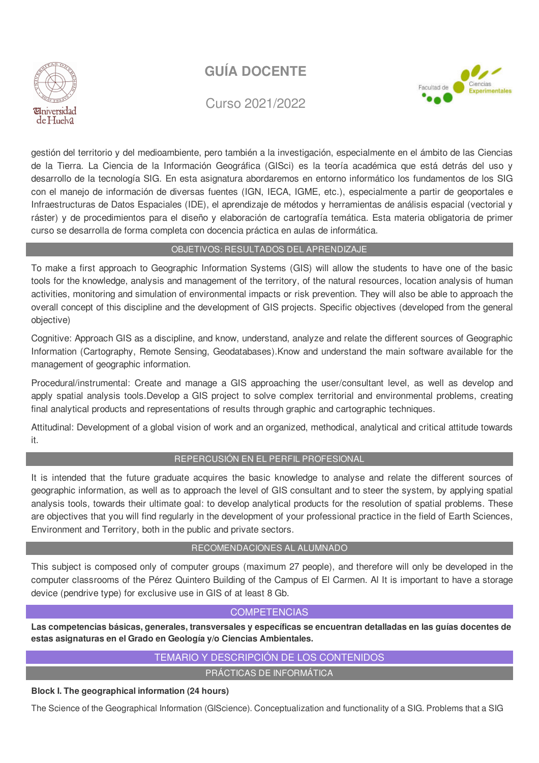gestión del territorio y del medioambiente, pero también a la investigación, especialmente en el ámbito de las Ciencias de la Tierra. La Ciencia de la Información Geográfica (GISci) es la teoría académica que está detrás del uso y desarrollo de la tecnología SIG. En esta asignatura abordaremos en entorno informático los fundamentos de los SIG con el manejo de información de diversas fuentes (IGN, IECA, IGME, etc.), especialmente a partir de geoportales e Infraestructuras de Datos Espaciales (IDE), el aprendizaje de métodos y herramientas de análisis espacial (vectorial y ráster) y de procedimientos para el diseño y elaboración de cartografía temática. Esta materia obligatoria de primer curso se desarrolla de forma completa con docencia práctica en aulas de informática.

## OBJETIVOS: RESULTADOS DEL APRENDIZAJE

To make a first approach to Geographic Information Systems (GIS) will allow the students to have one of the basic tools for the knowledge, analysis and management of the territory, of the natural resources, location analysis of human activities, monitoring and simulation of environmental impacts or risk prevention. They will also be able to approach the overall concept of this discipline and the development of GIS projects. Specific objectives (developed from the general objective)

Cognitive: Approach GIS as a discipline, and know, understand, analyze and relate the different sources of Geographic Information (Cartography, Remote Sensing, Geodatabases).Know and understand the main software available for the management of geographic information.

Procedural/instrumental: Create and manage a GIS approaching the user/consultant level, as well as develop and apply spatial analysis tools.Develop a GIS project to solve complex territorial and environmental problems, creating final analytical products and representations of results through graphic and cartographic techniques.

Attitudinal: Development of a global vision of work and an organized, methodical, analytical and critical attitude towards it.

## REPERCUSIÓN EN EL PERFIL PROFESIONAL

It is intended that the future graduate acquires the basic knowledge to analyse and relate the different sources of geographic information, as well as to approach the level of GIS consultant and to steer the system, by applying spatial analysis tools, towards their ultimate goal: to develop analytical products for the resolution of spatial problems. These are objectives that you will find regularly in the development of your professional practice in the field of Earth Sciences, Environment and Territory, both in the public and private sectors.

## RECOMENDACIONES AL ALUMNADO

This subject is composed only of computer groups (maximum 27 people), and therefore will only be developed in the computer classrooms of the Pérez Quintero Building of the Campus of El Carmen. Al It is important to have a storage device (pendrive type) for exclusive use in GIS of at least 8 Gb.

## COMPETENCIAS

**Las competencias básicas, generales, transversales y específicas se encuentran detalladas en las guías docentes de estas asignaturas en el Grado en Geología y/o Ciencias Ambientales.**

## TEMARIO Y DESCRIPCIÓN DE LOS CONTENIDOS

### PRÁCTICAS DE INFORMÁTICA

**Block I. The geographical information (24 hours)**

The Science of the Geographical Information (GIScience). Conceptualization and functionality of a SIG. Problems that a SIG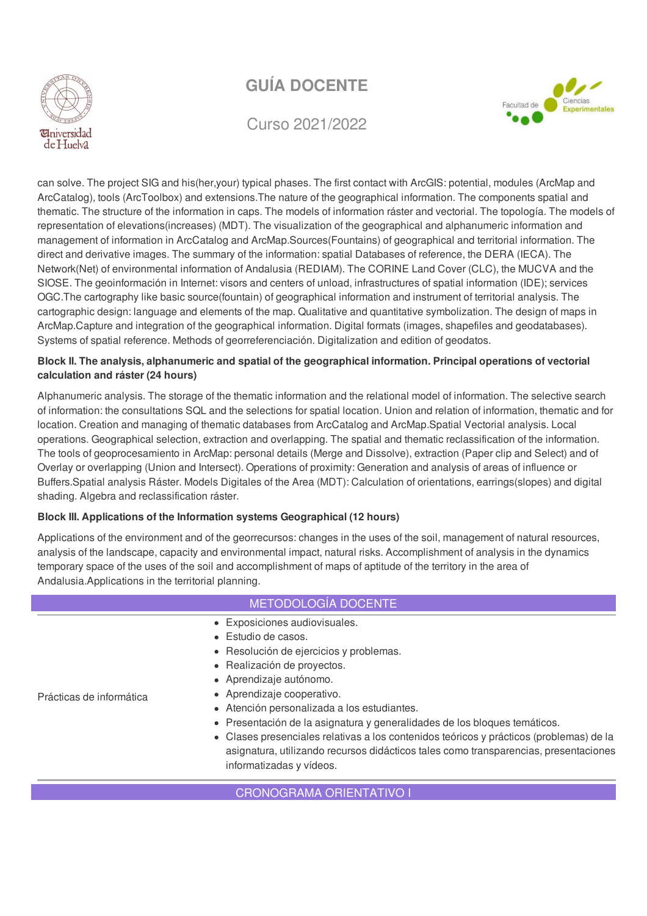can solve. The project SIG and his(her,your) typical phases. The first contact with ArcGIS: potential, modules (ArcMap and ArcCatalog), tools (ArcToolbox) and extensions.The nature of the geographical information. The components spatial and thematic. The structure of the information in caps. The models of information ráster and vectorial. The topología. The models of representation of elevations(increases) (MDT). The visualization of the geographical and alphanumeric information and management of information in ArcCatalog and ArcMap.Sources(Fountains) of geographical and territorial information. The direct and derivative images. The summary of the information: spatial Databases of reference, the DERA (IECA). The Network(Net) of environmental information of Andalusia (REDIAM). The CORINE Land Cover (CLC), the MUCVA and the SIOSE. The geoinformación in Internet: visors and centers of unload, infrastructures of spatial information (IDE); services OGC.The cartography like basic source(fountain) of geographical information and instrument of territorial analysis. The cartographic design: language and elements of the map. Qualitative and quantitative symbolization. The design of maps in ArcMap.Capture and integration of the geographical information. Digital formats (images, shapefiles and geodatabases). Systems of spatial reference. Methods of georreferenciación. Digitalization and edition of geodatos.

**Block II. The analysis, alphanumeric and spatial of the geographical information. Principal operations of vectorial calculation and ráster (24 hours)**

Alphanumeric analysis. The storage of the thematic information and the relational model of information. The selective search of information: the consultations SQL and the selections for spatial location. Union and relation of information, thematic and for location. Creation and managing of thematic databases from ArcCatalog and ArcMap.Spatial Vectorial analysis. Local operations. Geographical selection, extraction and overlapping. The spatial and thematic reclassification of the information. The tools of geoprocesamiento in ArcMap: personal details (Merge and Dissolve), extraction (Paper clip and Select) and of Overlay or overlapping (Union and Intersect). Operations of proximity: Generation and analysis of areas of influence or Buffers.Spatial analysis Ráster. Models Digitales of the Area (MDT): Calculation of orientations, earrings(slopes) and digital shading. Algebra and reclassification ráster.

**Block III. Applications of the Information systems Geographical (12 hours)**

Applications of the environment and of the georrecursos: changes in the uses of the soil, management of natural resources, analysis of the landscape, capacity and environmental impact, natural risks. Accomplishment of analysis in the dynamics temporary space of the uses of the soil and accomplishment of maps of aptitude of the territory in the area of Andalusia.Applications in the territorial planning.

## METODOLOGÍA DOCENTE

| | |
|---|---|
| Prácticas de informática | • Exposiciones audiovisuales.<br>• Estudio de casos.<br>• Resolución de ejercicios y problemas.<br>• Realización de proyectos.<br>• Aprendizaje autónomo.<br>• Aprendizaje cooperativo.<br>• Atención personalizada a los estudiantes.<br>• Presentación de la asignatura y generalidades de los bloques temáticos.<br>• Clases presenciales relativas a los contenidos teóricos y prácticos (problemas) de la asignatura, utilizando recursos didácticos tales como transparencias, presentaciones informatizadas y vídeos. |

## CRONOGRAMA ORIENTATIVO I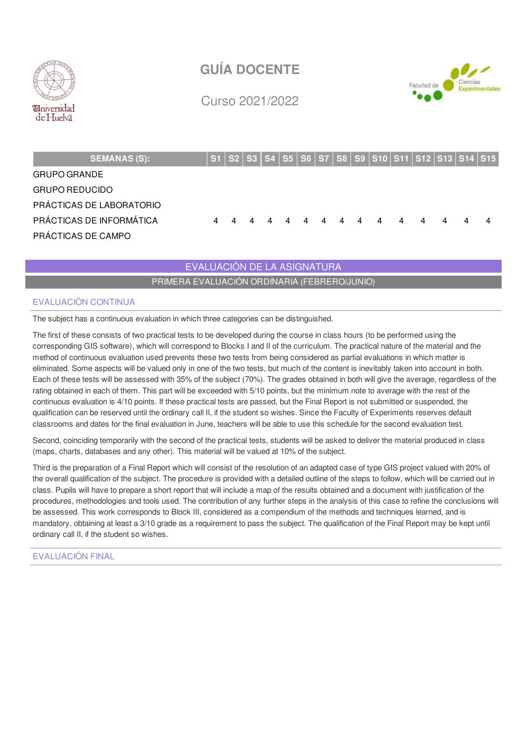| SEMANAS (S): | S1 | S2 | S3 | S4 | S5 | S6 | S7 | S8 | S9 | S10 | S11 | S12 | S13 | S14 | S15 |
|---|---|---|---|---|---|---|---|---|---|---|---|---|---|---|---|
| GRUPO GRANDE | | | | | | | | | | | | | | | |
| GRUPO REDUCIDO | | | | | | | | | | | | | | | |
| PRÁCTICAS DE LABORATORIO | | | | | | | | | | | | | | | |
| PRÁCTICAS DE INFORMÁTICA | 4 | 4 | 4 | 4 | 4 | 4 | 4 | 4 | 4 | 4 | 4 | 4 | 4 | 4 | 4 |
| PRÁCTICAS DE CAMPO | | | | | | | | | | | | | | | |

## EVALUACIÓN DE LA ASIGNATURA

### PRIMERA EVALUACIÓN ORDINARIA (FEBRERO/JUNIO)

#### EVALUACIÓN CONTINUA

The subject has a continuous evaluation in which three categories can be distinguished.

The first of these consists of two practical tests to be developed during the course in class hours (to be performed using the corresponding GIS software), which will correspond to Blocks I and II of the curriculum. The practical nature of the material and the method of continuous evaluation used prevents these two tests from being considered as partial evaluations in which matter is eliminated. Some aspects will be valued only in one of the two tests, but much of the content is inevitably taken into account in both. Each of these tests will be assessed with 35% of the subject (70%). The grades obtained in both will give the average, regardless of the rating obtained in each of them. This part will be exceeded with 5/10 points, but the minimum note to average with the rest of the continuous evaluation is 4/10 points. If these practical tests are passed, but the Final Report is not submitted or suspended, the qualification can be reserved until the ordinary call II, if the student so wishes. Since the Faculty of Experiments reserves default classrooms and dates for the final evaluation in June, teachers will be able to use this schedule for the second evaluation test.

Second, coinciding temporarily with the second of the practical tests, students will be asked to deliver the material produced in class (maps, charts, databases and any other). This material will be valued at 10% of the subject.

Third is the preparation of a Final Report which will consist of the resolution of an adapted case of type GIS project valued with 20% of the overall qualification of the subject. The procedure is provided with a detailed outline of the steps to follow, which will be carried out in class. Pupils will have to prepare a short report that will include a map of the results obtained and a document with justification of the procedures, methodologies and tools used. The contribution of any further steps in the analysis of this case to refine the conclusions will be assessed. This work corresponds to Block III, considered as a compendium of the methods and techniques learned, and is mandatory, obtaining at least a 3/10 grade as a requirement to pass the subject. The qualification of the Final Report may be kept until ordinary call II, if the student so wishes.

#### EVALUACIÓN FINAL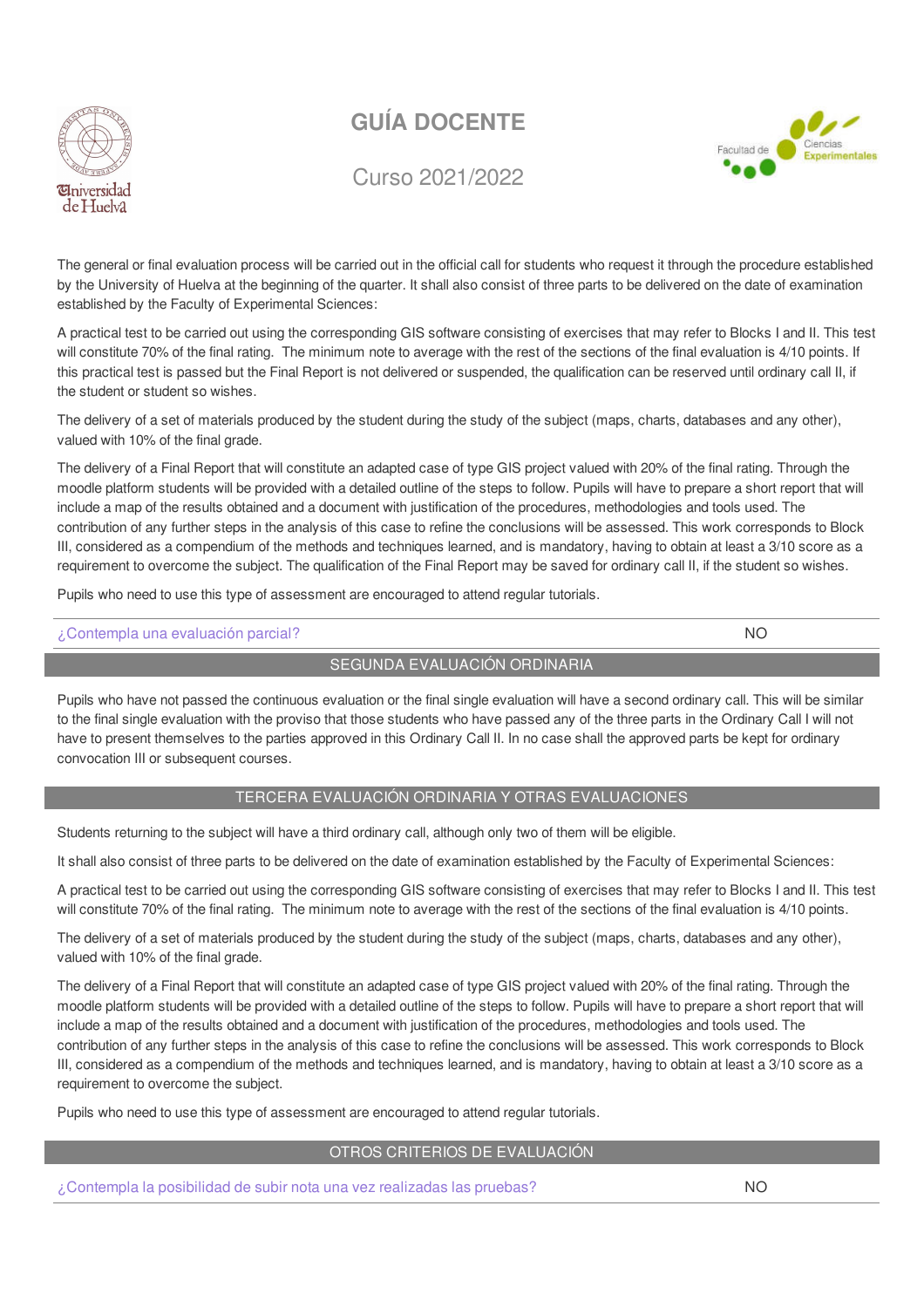The general or final evaluation process will be carried out in the official call for students who request it through the procedure established by the University of Huelva at the beginning of the quarter. It shall also consist of three parts to be delivered on the date of examination established by the Faculty of Experimental Sciences:

A practical test to be carried out using the corresponding GIS software consisting of exercises that may refer to Blocks I and II. This test will constitute 70% of the final rating. The minimum note to average with the rest of the sections of the final evaluation is 4/10 points. If this practical test is passed but the Final Report is not delivered or suspended, the qualification can be reserved until ordinary call II, if the student or student so wishes.

The delivery of a set of materials produced by the student during the study of the subject (maps, charts, databases and any other), valued with 10% of the final grade.

The delivery of a Final Report that will constitute an adapted case of type GIS project valued with 20% of the final rating. Through the moodle platform students will be provided with a detailed outline of the steps to follow. Pupils will have to prepare a short report that will include a map of the results obtained and a document with justification of the procedures, methodologies and tools used. The contribution of any further steps in the analysis of this case to refine the conclusions will be assessed. This work corresponds to Block III, considered as a compendium of the methods and techniques learned, and is mandatory, having to obtain at least a 3/10 score as a requirement to overcome the subject. The qualification of the Final Report may be saved for ordinary call II, if the student so wishes.

Pupils who need to use this type of assessment are encouraged to attend regular tutorials.

| ¿Contempla una evaluación parcial? | NO |
| --- | --- |

## SEGUNDA EVALUACIÓN ORDINARIA

Pupils who have not passed the continuous evaluation or the final single evaluation will have a second ordinary call. This will be similar to the final single evaluation with the proviso that those students who have passed any of the three parts in the Ordinary Call I will not have to present themselves to the parties approved in this Ordinary Call II. In no case shall the approved parts be kept for ordinary convocation III or subsequent courses.

## TERCERA EVALUACIÓN ORDINARIA Y OTRAS EVALUACIONES

Students returning to the subject will have a third ordinary call, although only two of them will be eligible.

It shall also consist of three parts to be delivered on the date of examination established by the Faculty of Experimental Sciences:

A practical test to be carried out using the corresponding GIS software consisting of exercises that may refer to Blocks I and II. This test will constitute 70% of the final rating. The minimum note to average with the rest of the sections of the final evaluation is 4/10 points.

The delivery of a set of materials produced by the student during the study of the subject (maps, charts, databases and any other), valued with 10% of the final grade.

The delivery of a Final Report that will constitute an adapted case of type GIS project valued with 20% of the final rating. Through the moodle platform students will be provided with a detailed outline of the steps to follow. Pupils will have to prepare a short report that will include a map of the results obtained and a document with justification of the procedures, methodologies and tools used. The contribution of any further steps in the analysis of this case to refine the conclusions will be assessed. This work corresponds to Block III, considered as a compendium of the methods and techniques learned, and is mandatory, having to obtain at least a 3/10 score as a requirement to overcome the subject.

Pupils who need to use this type of assessment are encouraged to attend regular tutorials.

## OTROS CRITERIOS DE EVALUACIÓN

| ¿Contempla la posibilidad de subir nota una vez realizadas las pruebas? | NO |
| --- | --- |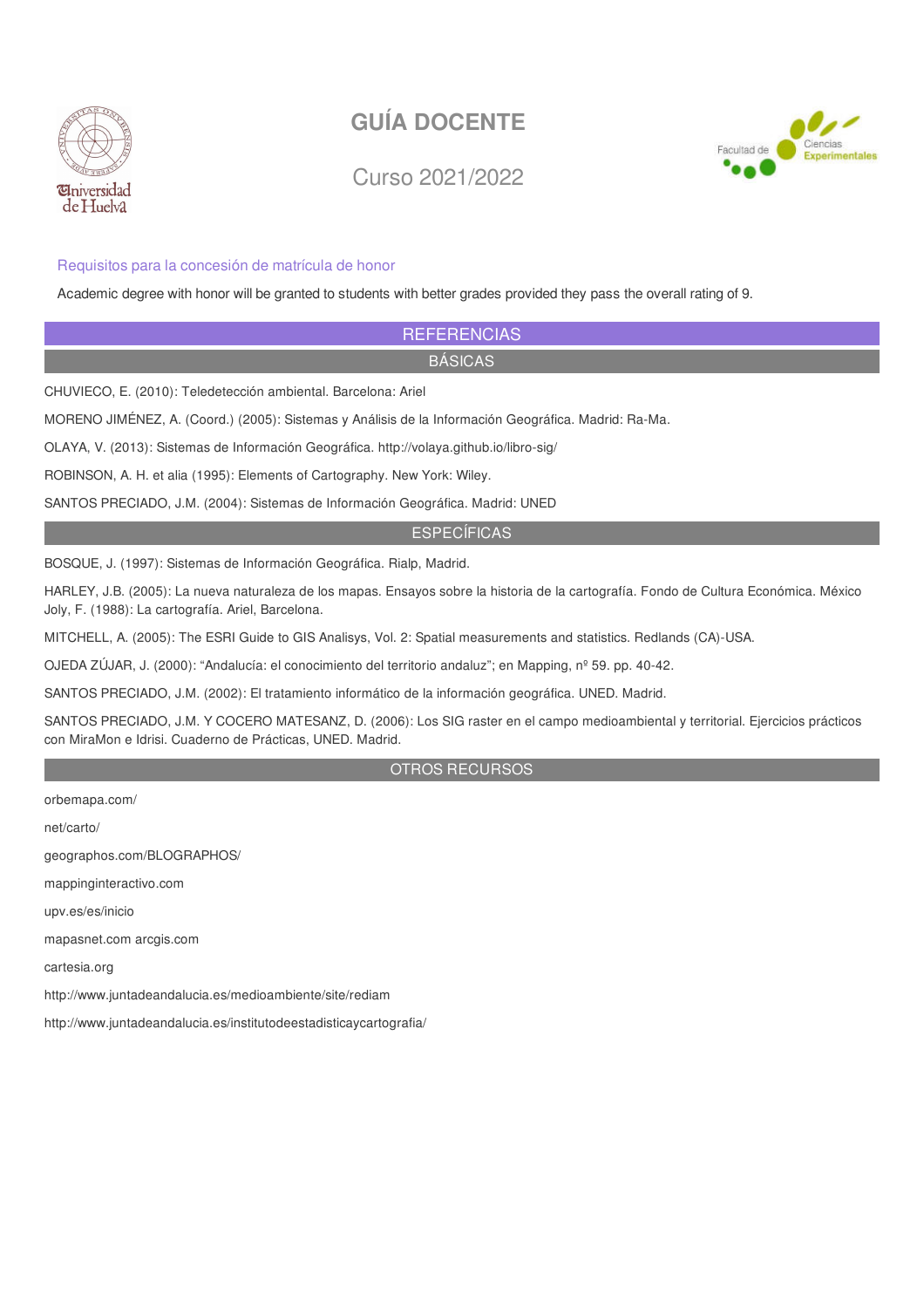### Requisitos para la concesión de matrícula de honor

Academic degree with honor will be granted to students with better grades provided they pass the overall rating of 9.

## REFERENCIAS

### BÁSICAS

CHUVIECO, E. (2010): Teledetección ambiental. Barcelona: Ariel

MORENO JIMÉNEZ, A. (Coord.) (2005): Sistemas y Análisis de la Información Geográfica. Madrid: Ra-Ma.

OLAYA, V. (2013): Sistemas de Información Geográfica. http://volaya.github.io/libro-sig/

ROBINSON, A. H. et alia (1995): Elements of Cartography. New York: Wiley.

SANTOS PRECIADO, J.M. (2004): Sistemas de Información Geográfica. Madrid: UNED

### ESPECÍFICAS

BOSQUE, J. (1997): Sistemas de Información Geográfica. Rialp, Madrid.

HARLEY, J.B. (2005): La nueva naturaleza de los mapas. Ensayos sobre la historia de la cartografía. Fondo de Cultura Económica. México
Joly, F. (1988): La cartografía. Ariel, Barcelona.

MITCHELL, A. (2005): The ESRI Guide to GIS Analisys, Vol. 2: Spatial measurements and statistics. Redlands (CA)-USA.

OJEDA ZÚJAR, J. (2000): "Andalucía: el conocimiento del territorio andaluz"; en Mapping, nº 59. pp. 40-42.

SANTOS PRECIADO, J.M. (2002): El tratamiento informático de la información geográfica. UNED. Madrid.

SANTOS PRECIADO, J.M. Y COCERO MATESANZ, D. (2006): Los SIG raster en el campo medioambiental y territorial. Ejercicios prácticos con MiraMon e Idrisi. Cuaderno de Prácticas, UNED. Madrid.

### OTROS RECURSOS

orbemapa.com/

net/carto/

geographos.com/BLOGRAPHOS/

mappinginteractivo.com

upv.es/es/inicio

mapasnet.com arcgis.com

cartesia.org

http://www.juntadeandalucia.es/medioambiente/site/rediam

http://www.juntadeandalucia.es/institutodeestadisticaycartografia/